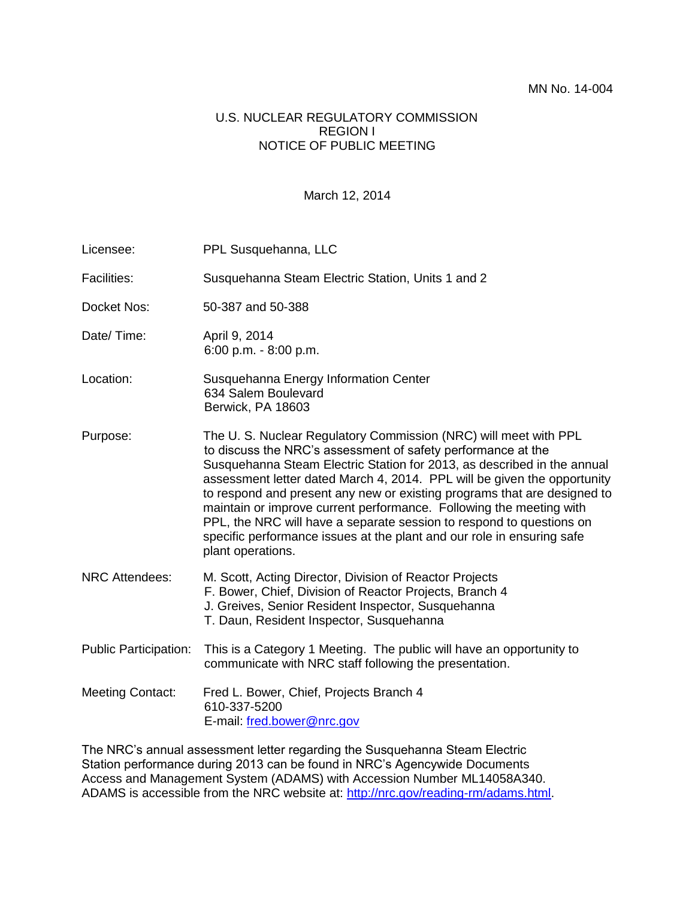MN No. 14-004

U.S. NUCLEAR REGULATORY COMMISSION
REGION I
NOTICE OF PUBLIC MEETING

March 12, 2014

| | |
|---|---|
| Licensee: | PPL Susquehanna, LLC |
| Facilities: | Susquehanna Steam Electric Station, Units 1 and 2 |
| Docket Nos: | 50-387 and 50-388 |
| Date/ Time: | April 9, 2014<br>6:00 p.m. - 8:00 p.m. |
| Location: | Susquehanna Energy Information Center<br>634 Salem Boulevard<br>Berwick, PA 18603 |
| Purpose: | The U. S. Nuclear Regulatory Commission (NRC) will meet with PPL to discuss the NRC's assessment of safety performance at the Susquehanna Steam Electric Station for 2013, as described in the annual assessment letter dated March 4, 2014. PPL will be given the opportunity to respond and present any new or existing programs that are designed to maintain or improve current performance. Following the meeting with PPL, the NRC will have a separate session to respond to questions on specific performance issues at the plant and our role in ensuring safe plant operations. |
| NRC Attendees: | M. Scott, Acting Director, Division of Reactor Projects<br>F. Bower, Chief, Division of Reactor Projects, Branch 4<br>J. Greives, Senior Resident Inspector, Susquehanna<br>T. Daun, Resident Inspector, Susquehanna |
| Public Participation: | This is a Category 1 Meeting. The public will have an opportunity to communicate with NRC staff following the presentation. |
| Meeting Contact: | Fred L. Bower, Chief, Projects Branch 4<br>610-337-5200<br>E-mail: fred.bower@nrc.gov |

The NRC's annual assessment letter regarding the Susquehanna Steam Electric Station performance during 2013 can be found in NRC's Agencywide Documents Access and Management System (ADAMS) with Accession Number ML14058A340. ADAMS is accessible from the NRC website at: http://nrc.gov/reading-rm/adams.html.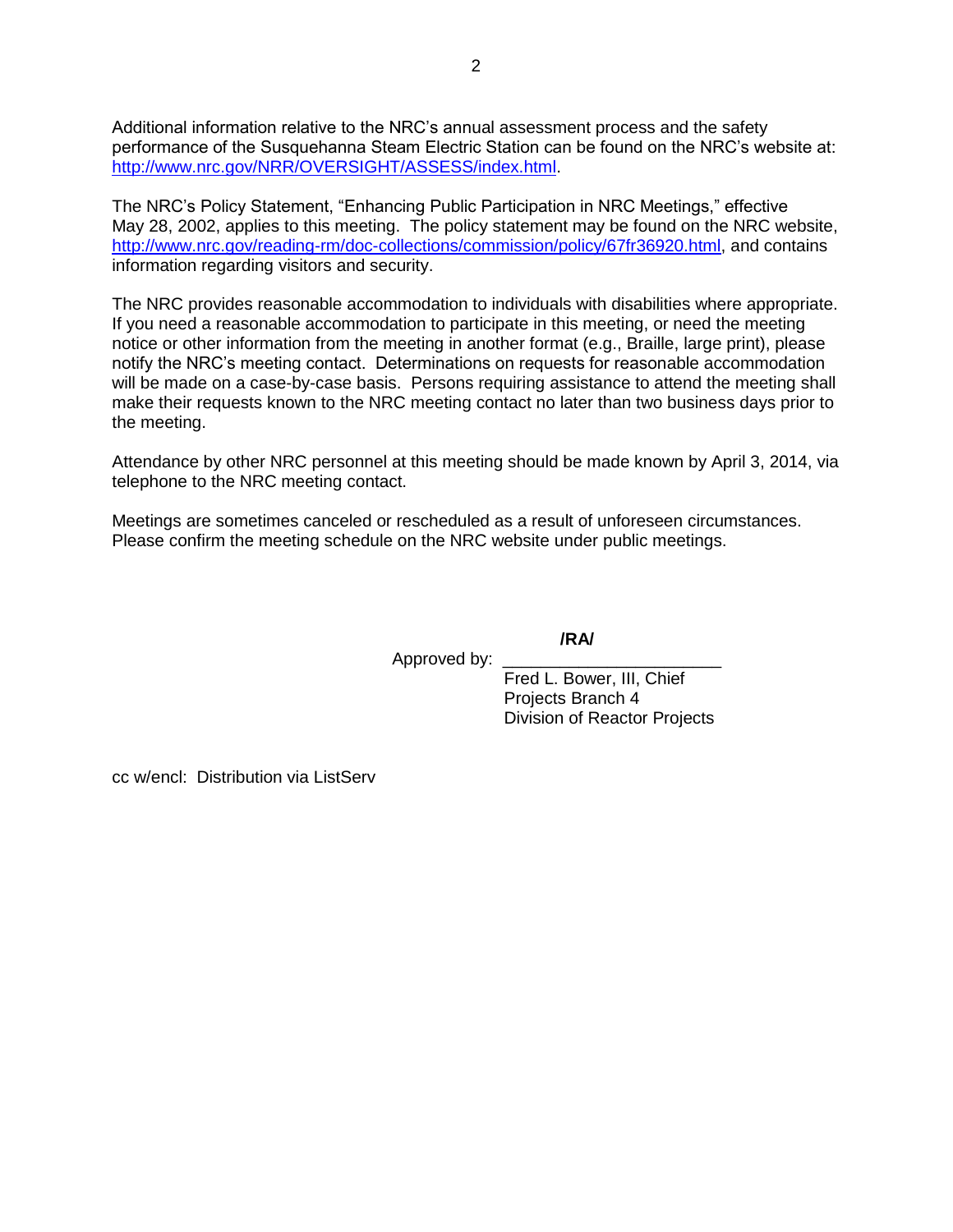Additional information relative to the NRC's annual assessment process and the safety performance of the Susquehanna Steam Electric Station can be found on the NRC's website at: http://www.nrc.gov/NRR/OVERSIGHT/ASSESS/index.html.

The NRC's Policy Statement, "Enhancing Public Participation in NRC Meetings," effective May 28, 2002, applies to this meeting. The policy statement may be found on the NRC website, http://www.nrc.gov/reading-rm/doc-collections/commission/policy/67fr36920.html, and contains information regarding visitors and security.

The NRC provides reasonable accommodation to individuals with disabilities where appropriate. If you need a reasonable accommodation to participate in this meeting, or need the meeting notice or other information from the meeting in another format (e.g., Braille, large print), please notify the NRC's meeting contact. Determinations on requests for reasonable accommodation will be made on a case-by-case basis. Persons requiring assistance to attend the meeting shall make their requests known to the NRC meeting contact no later than two business days prior to the meeting.

Attendance by other NRC personnel at this meeting should be made known by April 3, 2014, via telephone to the NRC meeting contact.

Meetings are sometimes canceled or rescheduled as a result of unforeseen circumstances. Please confirm the meeting schedule on the NRC website under public meetings.

**/RA/**

Approved by: ______________________
Fred L. Bower, III, Chief
Projects Branch 4
Division of Reactor Projects

cc w/encl: Distribution via ListServ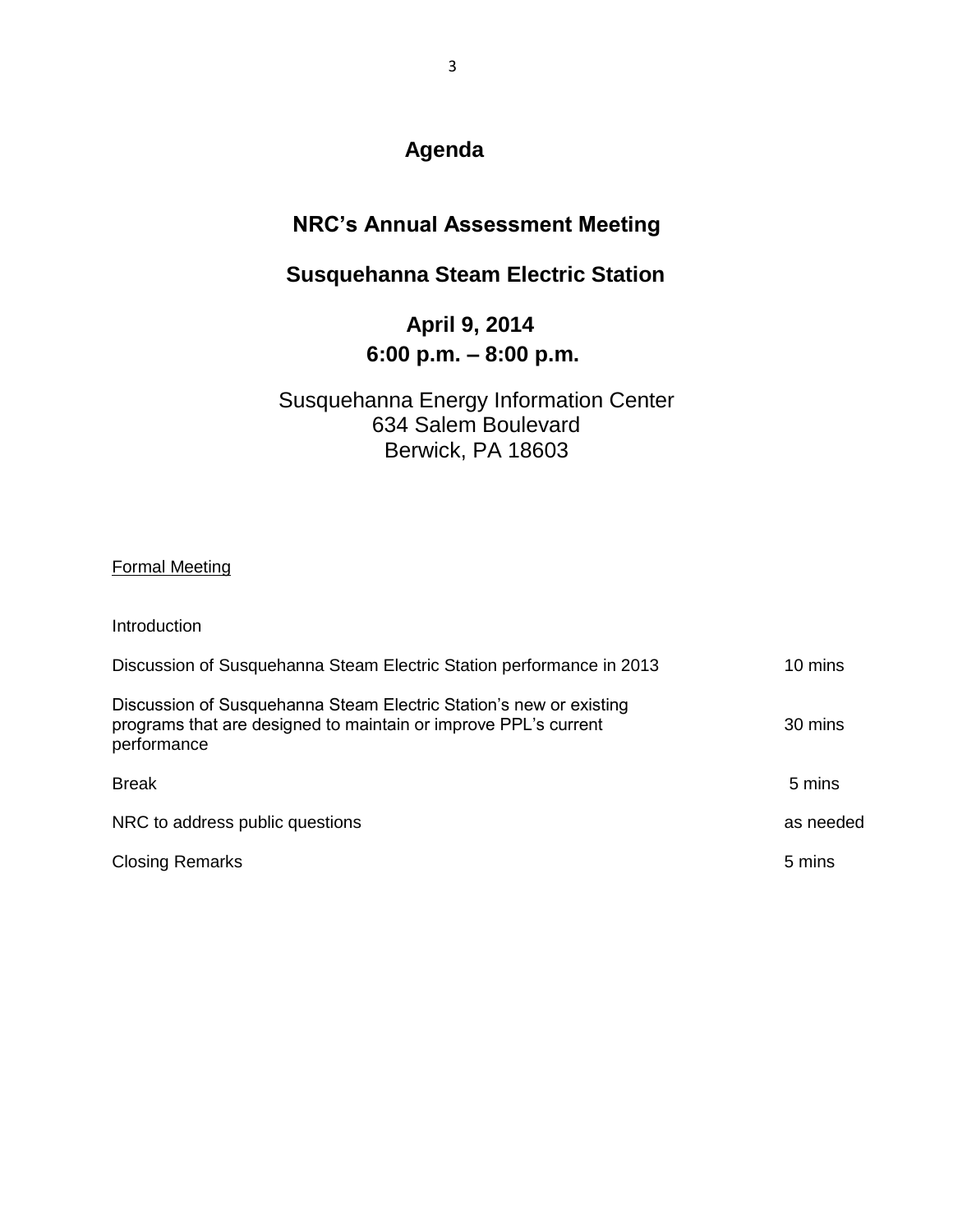# Agenda

## NRC's Annual Assessment Meeting

## Susquehanna Steam Electric Station

**April 9, 2014**
**6:00 p.m. – 8:00 p.m.**

Susquehanna Energy Information Center
634 Salem Boulevard
Berwick, PA 18603

Formal Meeting

| Item | Time |
|---|---|
| Introduction | |
| Discussion of Susquehanna Steam Electric Station performance in 2013 | 10 mins |
| Discussion of Susquehanna Steam Electric Station's new or existing programs that are designed to maintain or improve PPL's current performance | 30 mins |
| Break | 5 mins |
| NRC to address public questions | as needed |
| Closing Remarks | 5 mins |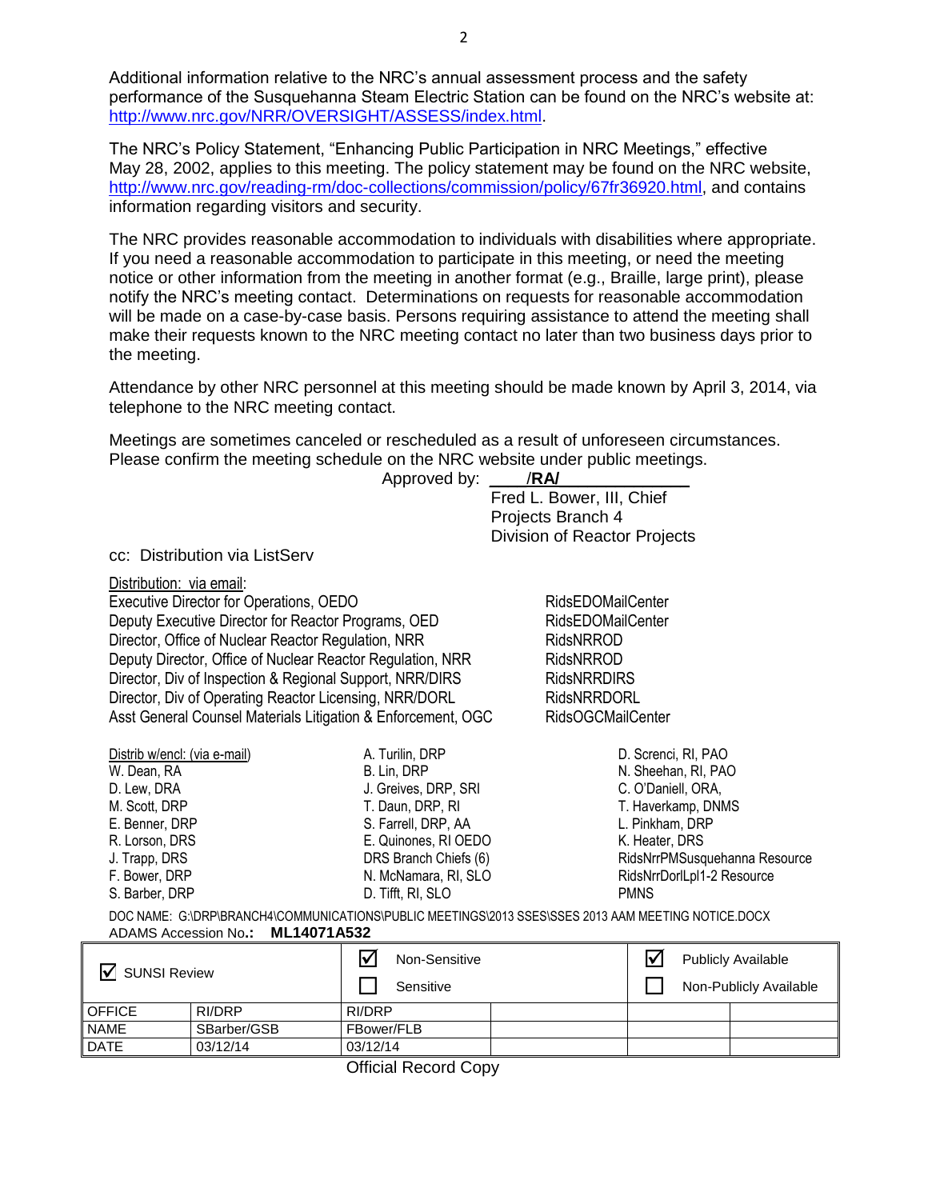Additional information relative to the NRC's annual assessment process and the safety performance of the Susquehanna Steam Electric Station can be found on the NRC's website at: http://www.nrc.gov/NRR/OVERSIGHT/ASSESS/index.html.

The NRC's Policy Statement, "Enhancing Public Participation in NRC Meetings," effective May 28, 2002, applies to this meeting. The policy statement may be found on the NRC website, http://www.nrc.gov/reading-rm/doc-collections/commission/policy/67fr36920.html, and contains information regarding visitors and security.

The NRC provides reasonable accommodation to individuals with disabilities where appropriate. If you need a reasonable accommodation to participate in this meeting, or need the meeting notice or other information from the meeting in another format (e.g., Braille, large print), please notify the NRC's meeting contact. Determinations on requests for reasonable accommodation will be made on a case-by-case basis. Persons requiring assistance to attend the meeting shall make their requests known to the NRC meeting contact no later than two business days prior to the meeting.

Attendance by other NRC personnel at this meeting should be made known by April 3, 2014, via telephone to the NRC meeting contact.

Meetings are sometimes canceled or rescheduled as a result of unforeseen circumstances. Please confirm the meeting schedule on the NRC website under public meetings.

Approved by: /RA/

Fred L. Bower, III, Chief
Projects Branch 4
Division of Reactor Projects

cc: Distribution via ListServ

Distribution: via email:

| | |
|---|---|
| Executive Director for Operations, OEDO | RidsEDOMailCenter |
| Deputy Executive Director for Reactor Programs, OED | RidsEDOMailCenter |
| Director, Office of Nuclear Reactor Regulation, NRR | RidsNRROD |
| Deputy Director, Office of Nuclear Reactor Regulation, NRR | RidsNRROD |
| Director, Div of Inspection & Regional Support, NRR/DIRS | RidsNRRDIRS |
| Director, Div of Operating Reactor Licensing, NRR/DORL | RidsNRRDORL |
| Asst General Counsel Materials Litigation & Enforcement, OGC | RidsOGCMailCenter |

Distrib w/encl: (via e-mail)

W. Dean, RA
D. Lew, DRA
M. Scott, DRP
E. Benner, DRP
R. Lorson, DRS
J. Trapp, DRS
F. Bower, DRP
S. Barber, DRP
A. Turilin, DRP
B. Lin, DRP
J. Greives, DRP, SRI
T. Daun, DRP, RI
S. Farrell, DRP, AA
E. Quinones, RI OEDO
DRS Branch Chiefs (6)
N. McNamara, RI, SLO
D. Tifft, RI, SLO
D. Screnci, RI, PAO
N. Sheehan, RI, PAO
C. O'Daniell, ORA,
T. Haverkamp, DNMS
L. Pinkham, DRP
K. Heater, DRS
RidsNrrPMSusquehanna Resource
RidsNrrDorlLpl1-2 Resource
PMNS

DOC NAME: G:\DRP\BRANCH4\COMMUNICATIONS\PUBLIC MEETINGS\2013 SSES\SSES 2013 AAM MEETING NOTICE.DOCX
ADAMS Accession No.: **ML14071A532**

| ☑ SUNSI Review | | ☑ Non-Sensitive ☐ Sensitive | | ☑ Publicly Available ☐ Non-Publicly Available | |
|---|---|---|---|---|---|
| OFFICE | RI/DRP | RI/DRP | | | |
| NAME | SBarber/GSB | FBower/FLB | | | |
| DATE | 03/12/14 | 03/12/14 | | | |

Official Record Copy